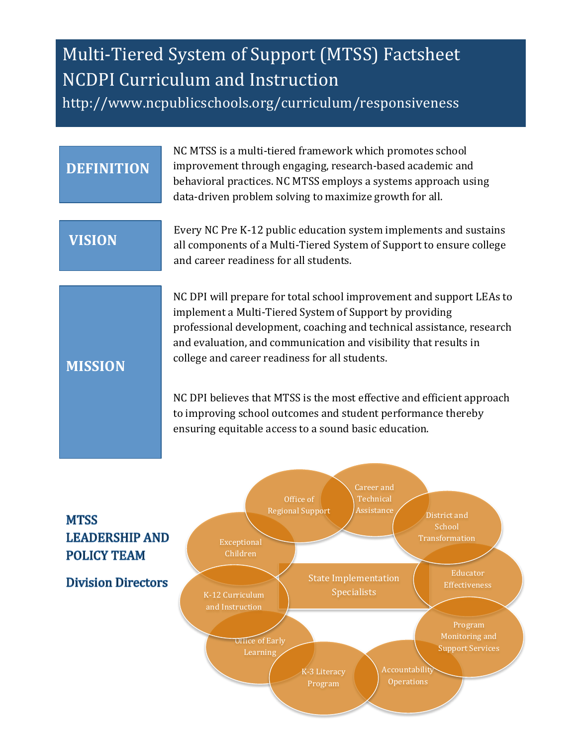# Multi-Tiered System of Support (MTSS) Factsheet
## NCDPI Curriculum and Instruction

http://www.ncpublicschools.org/curriculum/responsiveness

**DEFINITION**

NC MTSS is a multi-tiered framework which promotes school improvement through engaging, research-based academic and behavioral practices. NC MTSS employs a systems approach using data-driven problem solving to maximize growth for all.

**VISION**

Every NC Pre K-12 public education system implements and sustains all components of a Multi-Tiered System of Support to ensure college and career readiness for all students.

**MISSION**

NC DPI will prepare for total school improvement and support LEAs to implement a Multi-Tiered System of Support by providing professional development, coaching and technical assistance, research and evaluation, and communication and visibility that results in college and career readiness for all students.

NC DPI believes that MTSS is the most effective and efficient approach to improving school outcomes and student performance thereby ensuring equitable access to a sound basic education.

**MTSS LEADERSHIP AND POLICY TEAM**

**Division Directors**

State Implementation Specialists

- Office of Regional Support
- Career and Technical Assistance
- District and School Transformation
- Educator Effectiveness
- Program Monitoring and Support Services
- Accountability Operations
- K-3 Literacy Program
- Office of Early Learning
- K-12 Curriculum and Instruction
- Exceptional Children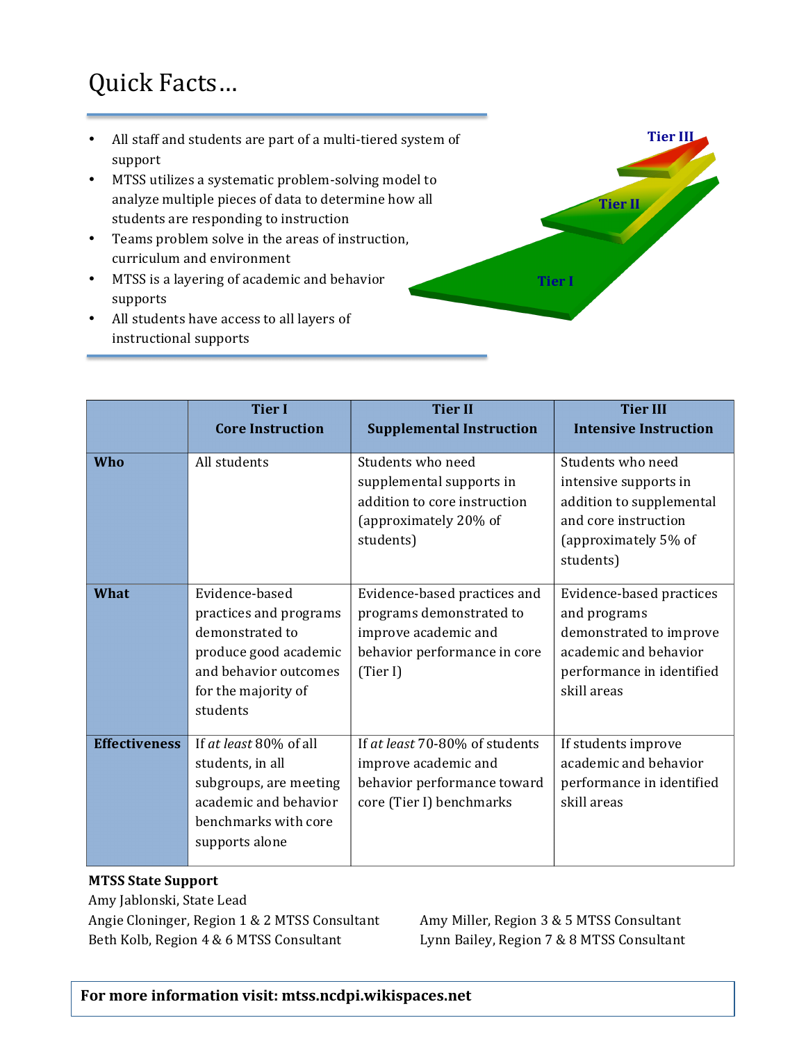# Quick Facts…

- All staff and students are part of a multi-tiered system of support
- MTSS utilizes a systematic problem-solving model to analyze multiple pieces of data to determine how all students are responding to instruction
- Teams problem solve in the areas of instruction, curriculum and environment
- MTSS is a layering of academic and behavior supports
- All students have access to all layers of instructional supports

Tier III

Tier II

Tier I

| | Tier I<br>Core Instruction | Tier II<br>Supplemental Instruction | Tier III<br>Intensive Instruction |
|---|---|---|---|
| **Who** | All students | Students who need supplemental supports in addition to core instruction (approximately 20% of students) | Students who need intensive supports in addition to supplemental and core instruction (approximately 5% of students) |
| **What** | Evidence-based practices and programs demonstrated to produce good academic and behavior outcomes for the majority of students | Evidence-based practices and programs demonstrated to improve academic and behavior performance in core (Tier I) | Evidence-based practices and programs demonstrated to improve academic and behavior performance in identified skill areas |
| **Effectiveness** | If *at least* 80% of all students, in all subgroups, are meeting academic and behavior benchmarks with core supports alone | If *at least* 70-80% of students improve academic and behavior performance toward core (Tier I) benchmarks | If students improve academic and behavior performance in identified skill areas |

**MTSS State Support**

Amy Jablonski, State Lead

Angie Cloninger, Region 1 & 2 MTSS Consultant

Beth Kolb, Region 4 & 6 MTSS Consultant

Amy Miller, Region 3 & 5 MTSS Consultant

Lynn Bailey, Region 7 & 8 MTSS Consultant

**For more information visit: mtss.ncdpi.wikispaces.net**